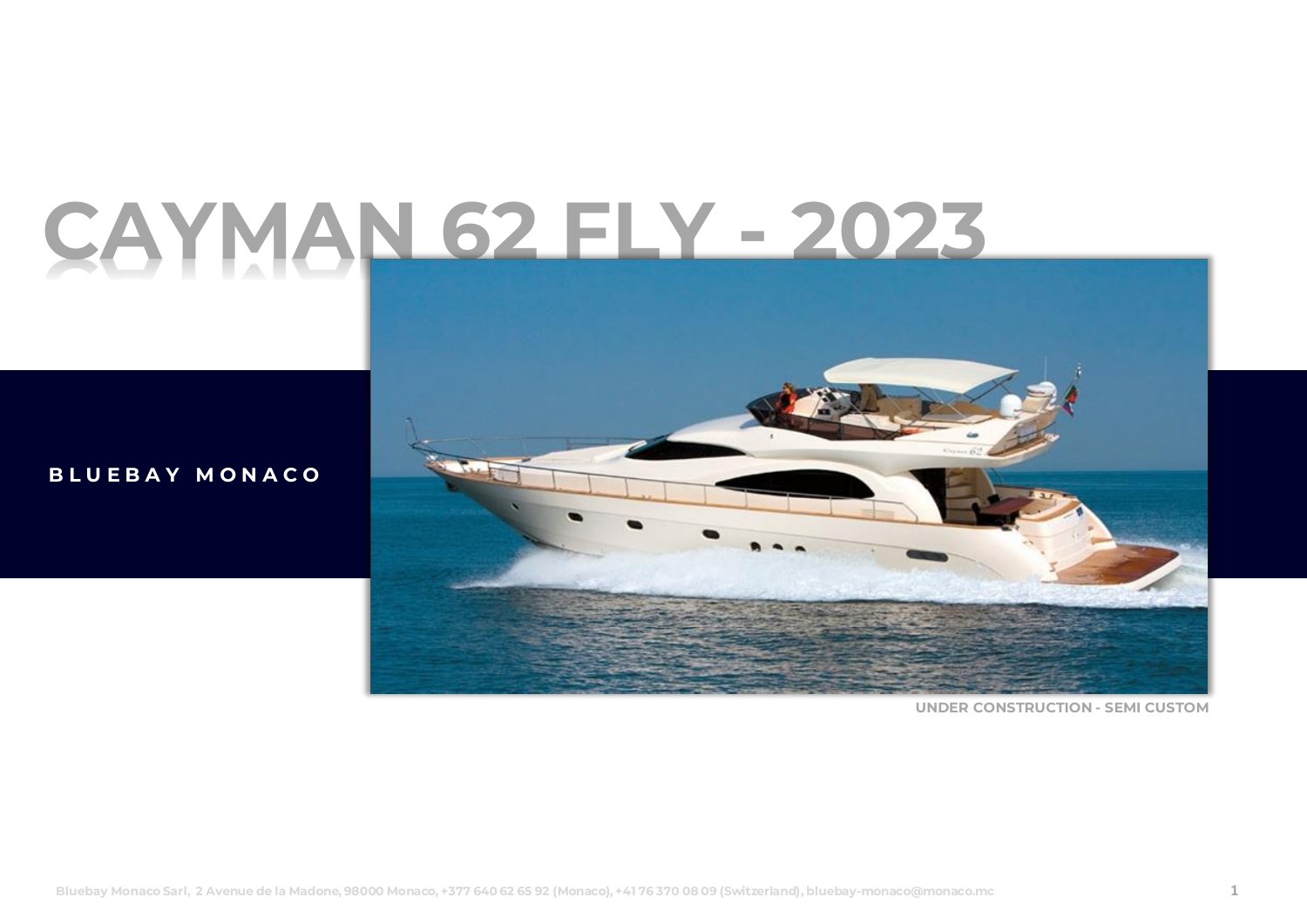# CAYMAN 62 FLY - 2023

BLUEBAY MONACO

UNDER CONSTRUCTION - SEMI CUSTOM

Bluebay Monaco Sarl, 2 Avenue de la Madone, 98000 Monaco, +377 640 62 65 92 (Monaco), +41 76 370 08 09 (Switzerland), bluebay-monaco@monaco.mc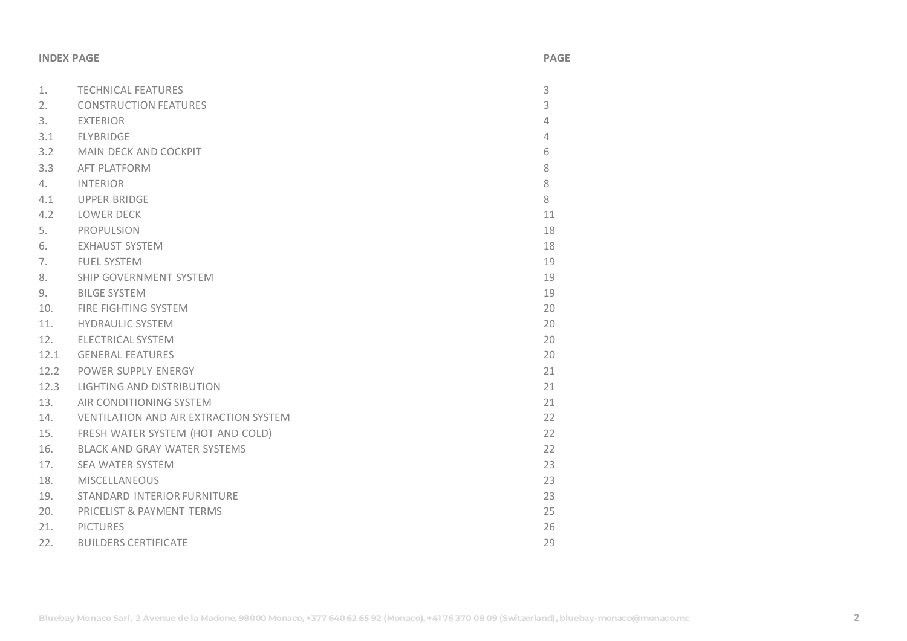| INDEX PAGE | | PAGE |
|---|---|---|
| 1. | TECHNICAL FEATURES | 3 |
| 2. | CONSTRUCTION FEATURES | 3 |
| 3. | EXTERIOR | 4 |
| 3.1 | FLYBRIDGE | 4 |
| 3.2 | MAIN DECK AND COCKPIT | 6 |
| 3.3 | AFT PLATFORM | 8 |
| 4. | INTERIOR | 8 |
| 4.1 | UPPER BRIDGE | 8 |
| 4.2 | LOWER DECK | 11 |
| 5. | PROPULSION | 18 |
| 6. | EXHAUST SYSTEM | 18 |
| 7. | FUEL SYSTEM | 19 |
| 8. | SHIP GOVERNMENT SYSTEM | 19 |
| 9. | BILGE SYSTEM | 19 |
| 10. | FIRE FIGHTING SYSTEM | 20 |
| 11. | HYDRAULIC SYSTEM | 20 |
| 12. | ELECTRICAL SYSTEM | 20 |
| 12.1 | GENERAL FEATURES | 20 |
| 12.2 | POWER SUPPLY ENERGY | 21 |
| 12.3 | LIGHTING AND DISTRIBUTION | 21 |
| 13. | AIR CONDITIONING SYSTEM | 21 |
| 14. | VENTILATION AND AIR EXTRACTION SYSTEM | 22 |
| 15. | FRESH WATER SYSTEM (HOT AND COLD) | 22 |
| 16. | BLACK AND GRAY WATER SYSTEMS | 22 |
| 17. | SEA WATER SYSTEM | 23 |
| 18. | MISCELLANEOUS | 23 |
| 19. | STANDARD INTERIOR FURNITURE | 23 |
| 20. | PRICELIST & PAYMENT TERMS | 25 |
| 21. | PICTURES | 26 |
| 22. | BUILDERS CERTIFICATE | 29 |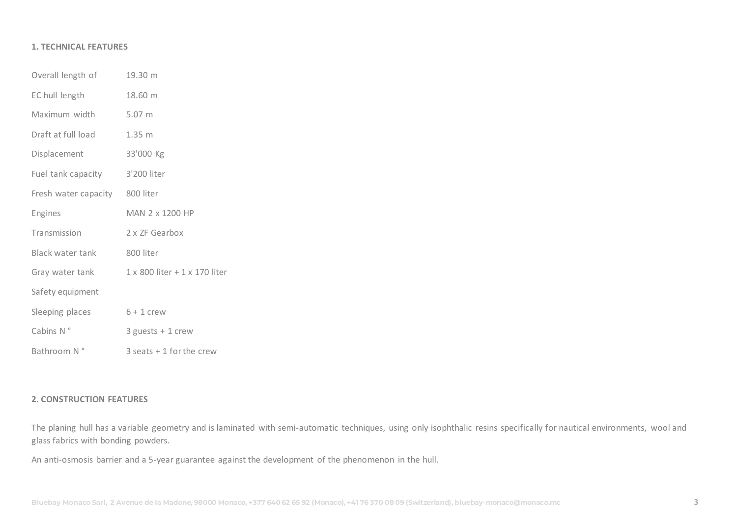## 1. TECHNICAL FEATURES

| | |
|---|---|
| Overall length of | 19.30 m |
| EC hull length | 18.60 m |
| Maximum width | 5.07 m |
| Draft at full load | 1.35 m |
| Displacement | 33'000 Kg |
| Fuel tank capacity | 3'200 liter |
| Fresh water capacity | 800 liter |
| Engines | MAN 2 x 1200 HP |
| Transmission | 2 x ZF Gearbox |
| Black water tank | 800 liter |
| Gray water tank | 1 x 800 liter + 1 x 170 liter |
| Safety equipment | |
| Sleeping places | 6 + 1 crew |
| Cabins N ° | 3 guests + 1 crew |
| Bathroom N ° | 3 seats + 1 for the crew |

## 2. CONSTRUCTION FEATURES

The planing hull has a variable geometry and is laminated with semi-automatic techniques, using only isophthalic resins specifically for nautical environments, wool and glass fabrics with bonding powders.

An anti-osmosis barrier and a 5-year guarantee against the development of the phenomenon in the hull.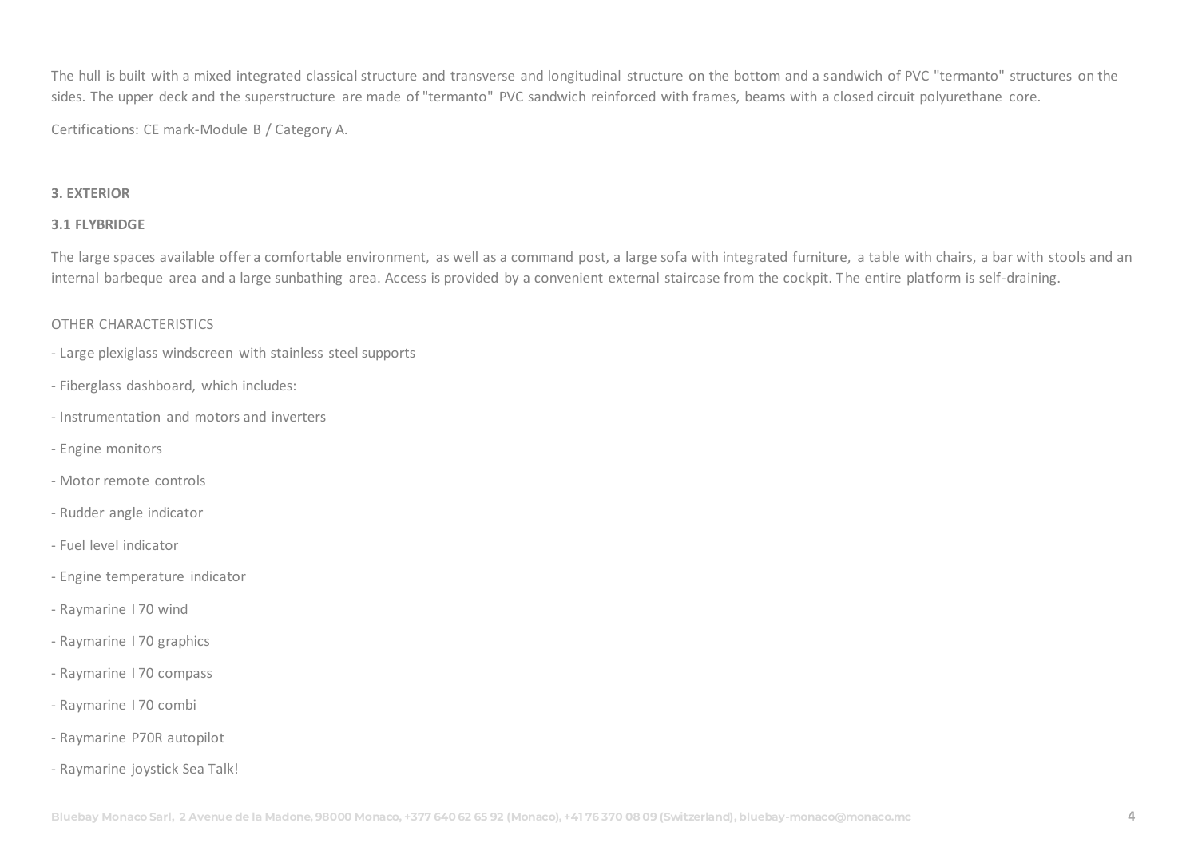The hull is built with a mixed integrated classical structure and transverse and longitudinal structure on the bottom and a sandwich of PVC "termanto" structures on the sides. The upper deck and the superstructure are made of "termanto" PVC sandwich reinforced with frames, beams with a closed circuit polyurethane core.

Certifications: CE mark-Module B / Category A.

## 3. EXTERIOR

### 3.1 FLYBRIDGE

The large spaces available offer a comfortable environment, as well as a command post, a large sofa with integrated furniture, a table with chairs, a bar with stools and an internal barbeque area and a large sunbathing area. Access is provided by a convenient external staircase from the cockpit. The entire platform is self-draining.

OTHER CHARACTERISTICS

- Large plexiglass windscreen with stainless steel supports
- Fiberglass dashboard, which includes:
- Instrumentation and motors and inverters
- Engine monitors
- Motor remote controls
- Rudder angle indicator
- Fuel level indicator
- Engine temperature indicator
- Raymarine I 70 wind
- Raymarine I 70 graphics
- Raymarine I 70 compass
- Raymarine I 70 combi
- Raymarine P70R autopilot
- Raymarine joystick Sea Talk!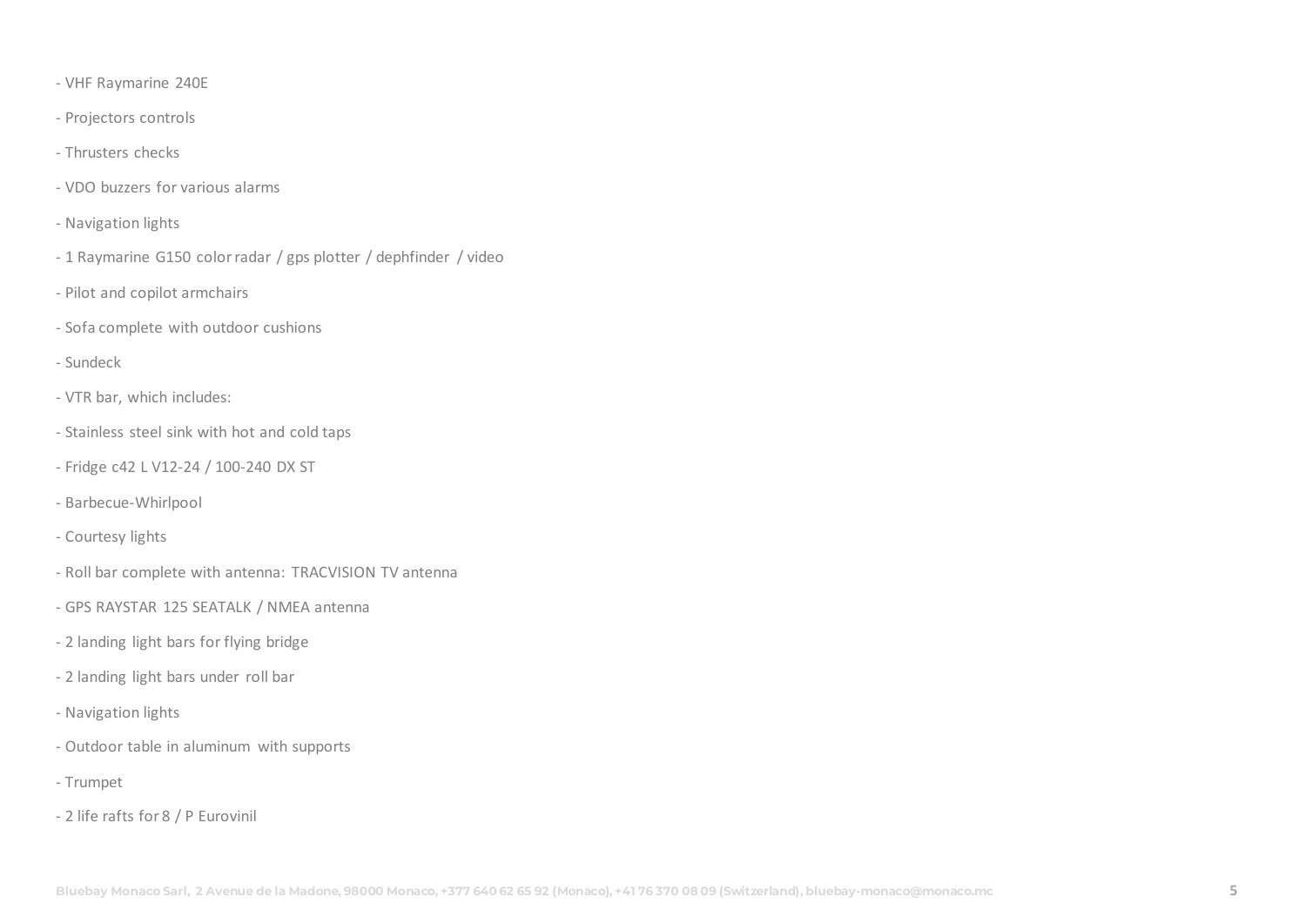- VHF Raymarine 240E
- Projectors controls
- Thrusters checks
- VDO buzzers for various alarms
- Navigation lights
- 1 Raymarine G150 color radar / gps plotter / dephfinder / video
- Pilot and copilot armchairs
- Sofa complete with outdoor cushions
- Sundeck
- VTR bar, which includes:
- Stainless steel sink with hot and cold taps
- Fridge c42 L V12-24 / 100-240 DX ST
- Barbecue-Whirlpool
- Courtesy lights
- Roll bar complete with antenna: TRACVISION TV antenna
- GPS RAYSTAR 125 SEATALK / NMEA antenna
- 2 landing light bars for flying bridge
- 2 landing light bars under roll bar
- Navigation lights
- Outdoor table in aluminum with supports
- Trumpet
- 2 life rafts for 8 / P Eurovinil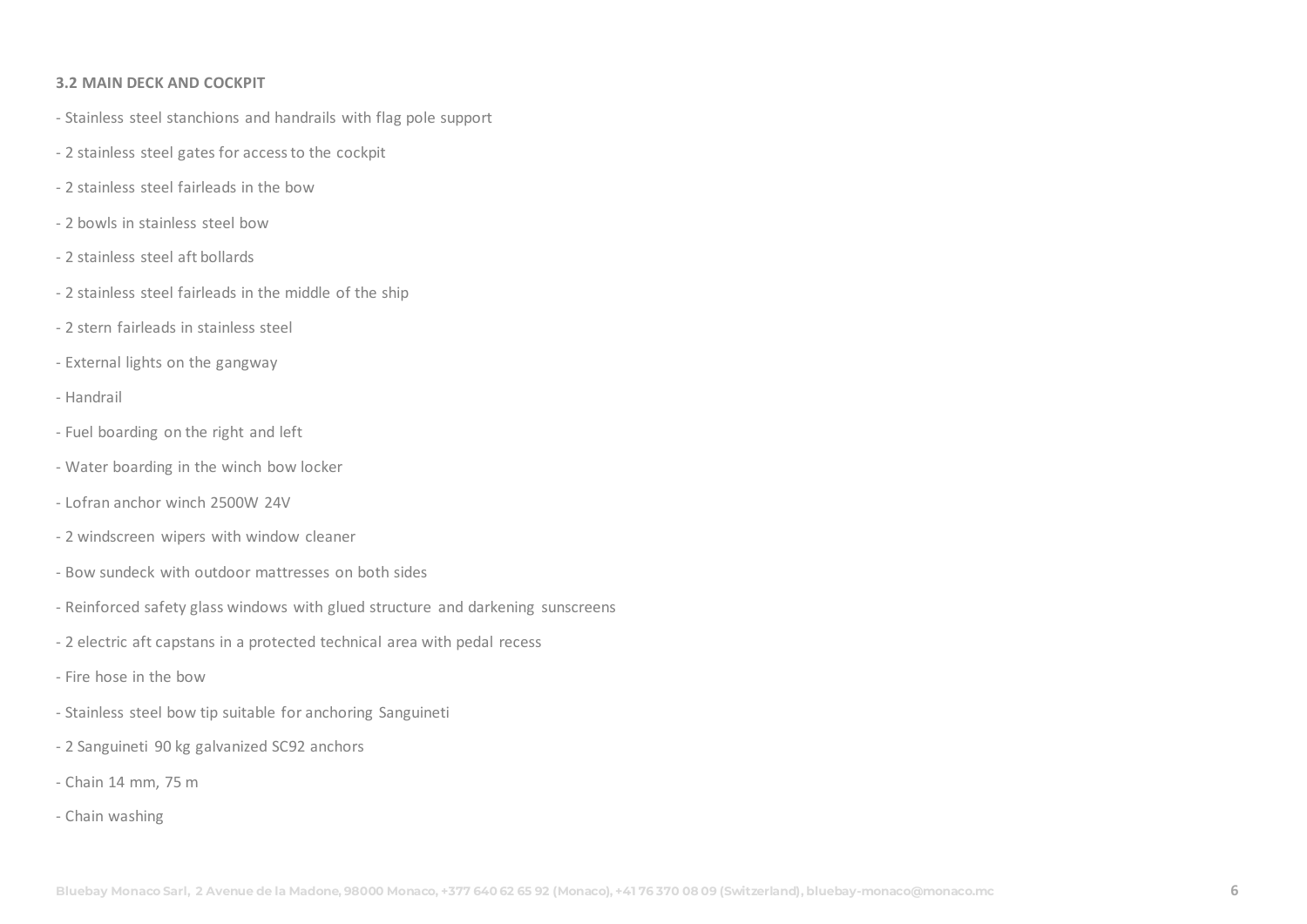### 3.2 MAIN DECK AND COCKPIT

- Stainless steel stanchions and handrails with flag pole support
- 2 stainless steel gates for access to the cockpit
- 2 stainless steel fairleads in the bow
- 2 bowls in stainless steel bow
- 2 stainless steel aft bollards
- 2 stainless steel fairleads in the middle of the ship
- 2 stern fairleads in stainless steel
- External lights on the gangway
- Handrail
- Fuel boarding on the right and left
- Water boarding in the winch bow locker
- Lofran anchor winch 2500W 24V
- 2 windscreen wipers with window cleaner
- Bow sundeck with outdoor mattresses on both sides
- Reinforced safety glass windows with glued structure and darkening sunscreens
- 2 electric aft capstans in a protected technical area with pedal recess
- Fire hose in the bow
- Stainless steel bow tip suitable for anchoring Sanguineti
- 2 Sanguineti 90 kg galvanized SC92 anchors
- Chain 14 mm, 75 m
- Chain washing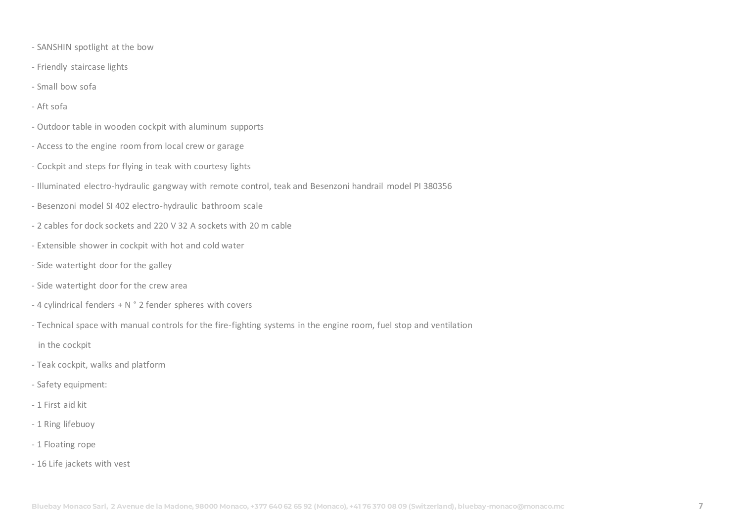- SANSHIN spotlight at the bow
- Friendly staircase lights
- Small bow sofa
- Aft sofa
- Outdoor table in wooden cockpit with aluminum supports
- Access to the engine room from local crew or garage
- Cockpit and steps for flying in teak with courtesy lights
- Illuminated electro-hydraulic gangway with remote control, teak and Besenzoni handrail model PI 380356
- Besenzoni model SI 402 electro-hydraulic bathroom scale
- 2 cables for dock sockets and 220 V 32 A sockets with 20 m cable
- Extensible shower in cockpit with hot and cold water
- Side watertight door for the galley
- Side watertight door for the crew area
- 4 cylindrical fenders + N ° 2 fender spheres with covers
- Technical space with manual controls for the fire-fighting systems in the engine room, fuel stop and ventilation in the cockpit
- Teak cockpit, walks and platform
- Safety equipment:
- 1 First aid kit
- 1 Ring lifebuoy
- 1 Floating rope
- 16 Life jackets with vest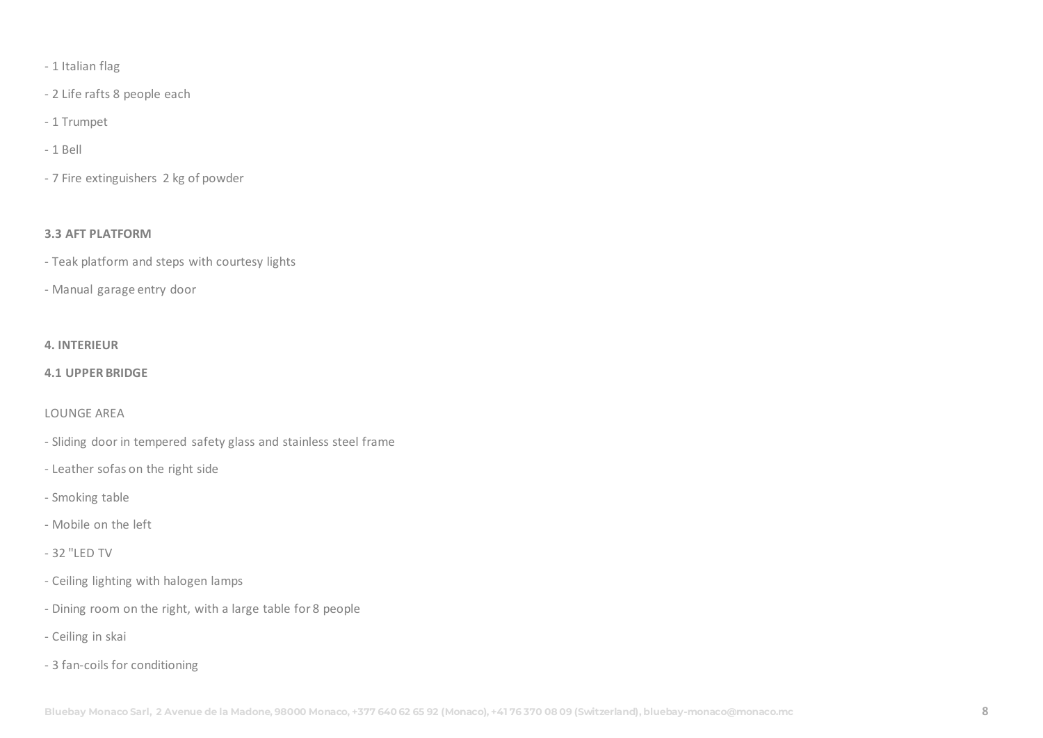- 1 Italian flag

- 2 Life rafts 8 people each

- 1 Trumpet

- 1 Bell

- 7 Fire extinguishers 2 kg of powder

### 3.3 AFT PLATFORM

- Teak platform and steps with courtesy lights

- Manual garage entry door

## 4. INTERIEUR

### 4.1 UPPER BRIDGE

LOUNGE AREA

- Sliding door in tempered safety glass and stainless steel frame

- Leather sofas on the right side

- Smoking table

- Mobile on the left

- 32 "LED TV

- Ceiling lighting with halogen lamps

- Dining room on the right, with a large table for 8 people

- Ceiling in skai

- 3 fan-coils for conditioning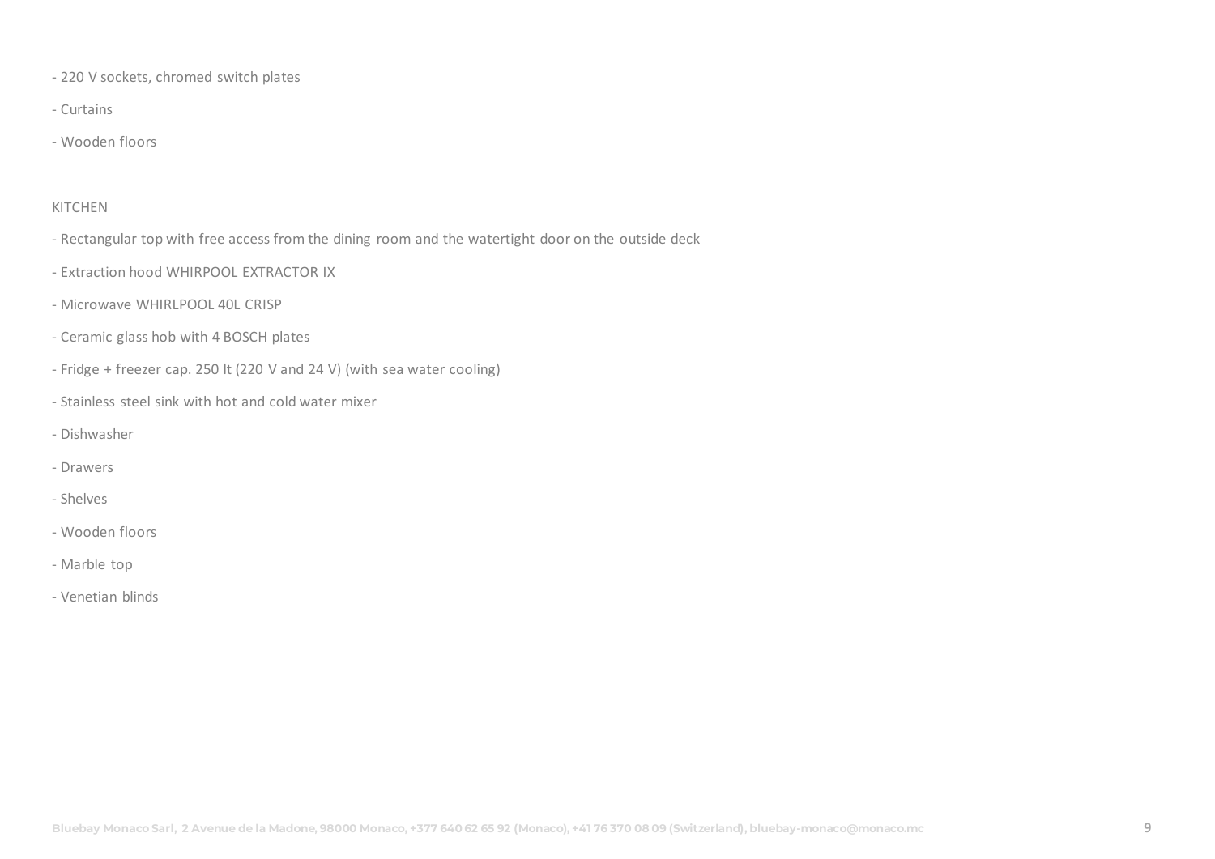- 220 V sockets, chromed switch plates
- Curtains
- Wooden floors

KITCHEN

- Rectangular top with free access from the dining room and the watertight door on the outside deck
- Extraction hood WHIRPOOL EXTRACTOR IX
- Microwave WHIRLPOOL 40L CRISP
- Ceramic glass hob with 4 BOSCH plates
- Fridge + freezer cap. 250 lt (220 V and 24 V) (with sea water cooling)
- Stainless steel sink with hot and cold water mixer
- Dishwasher
- Drawers
- Shelves
- Wooden floors
- Marble top
- Venetian blinds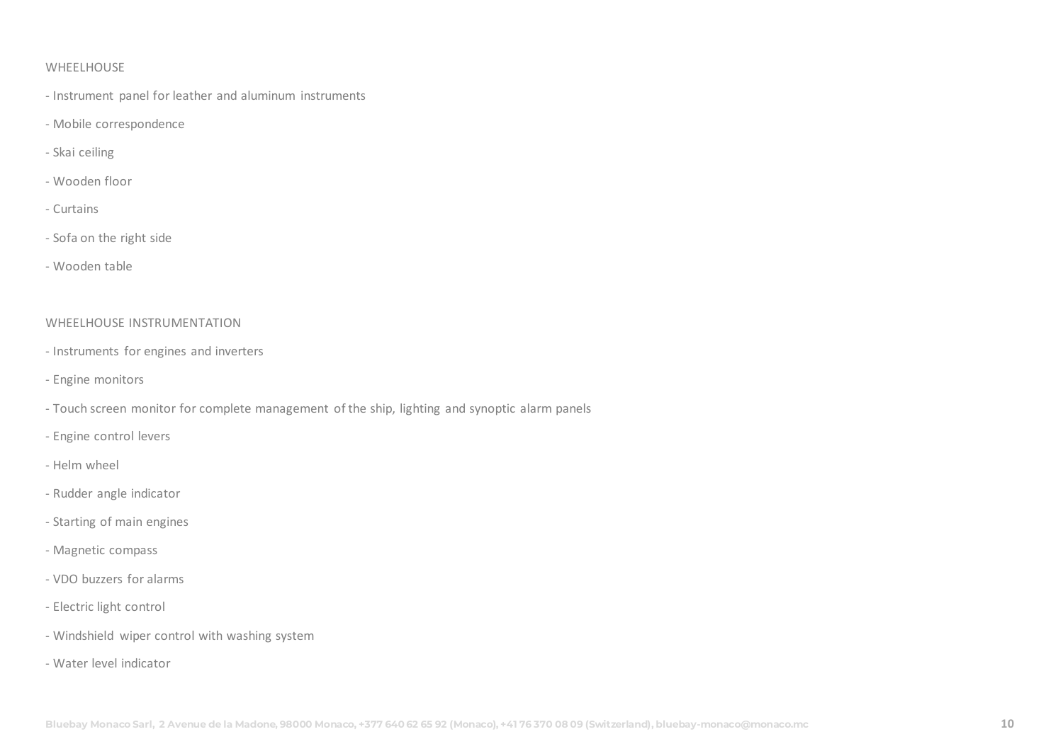## WHEELHOUSE

- Instrument panel for leather and aluminum instruments
- Mobile correspondence
- Skai ceiling
- Wooden floor
- Curtains
- Sofa on the right side
- Wooden table

## WHEELHOUSE INSTRUMENTATION

- Instruments for engines and inverters
- Engine monitors
- Touch screen monitor for complete management of the ship, lighting and synoptic alarm panels
- Engine control levers
- Helm wheel
- Rudder angle indicator
- Starting of main engines
- Magnetic compass
- VDO buzzers for alarms
- Electric light control
- Windshield wiper control with washing system
- Water level indicator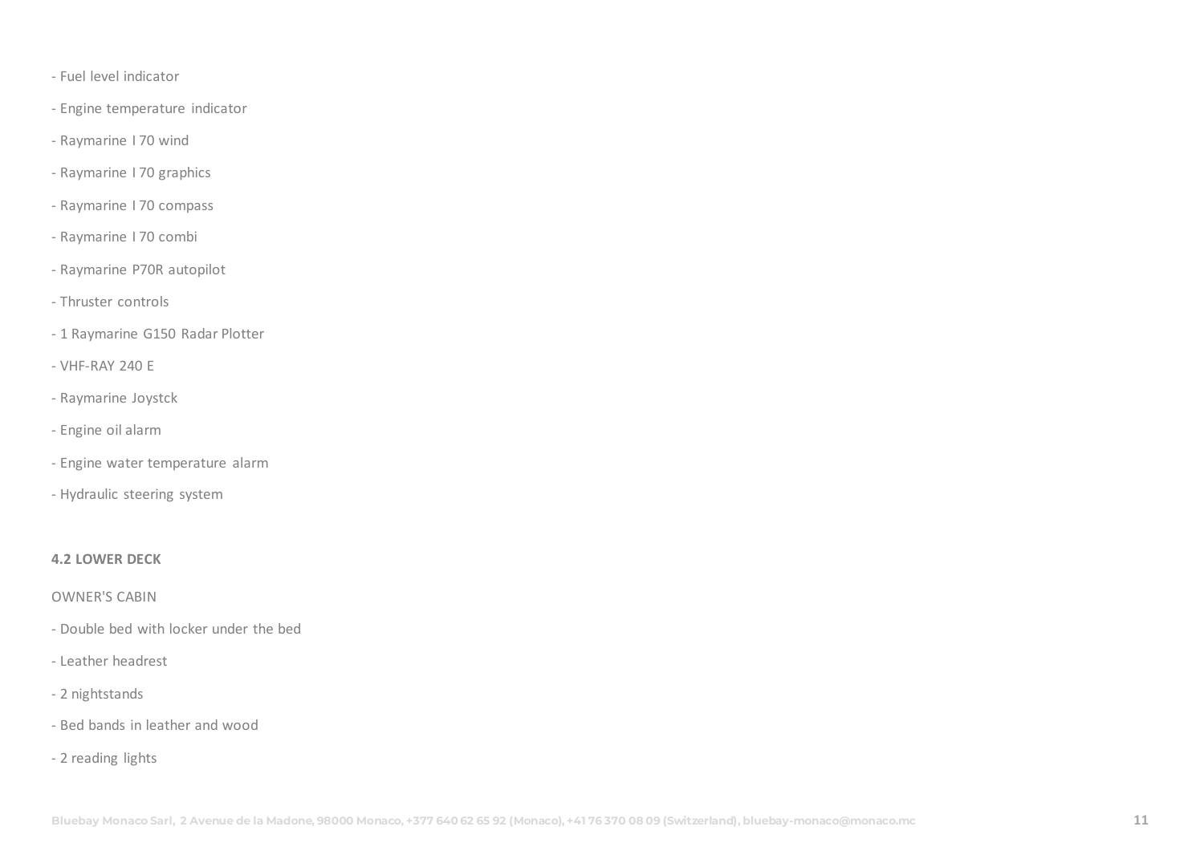- Fuel level indicator
- Engine temperature indicator
- Raymarine I 70 wind
- Raymarine I 70 graphics
- Raymarine I 70 compass
- Raymarine I 70 combi
- Raymarine P70R autopilot
- Thruster controls
- 1 Raymarine G150 Radar Plotter
- VHF-RAY 240 E
- Raymarine Joystck
- Engine oil alarm
- Engine water temperature alarm
- Hydraulic steering system

### 4.2 LOWER DECK

OWNER'S CABIN

- Double bed with locker under the bed
- Leather headrest
- 2 nightstands
- Bed bands in leather and wood
- 2 reading lights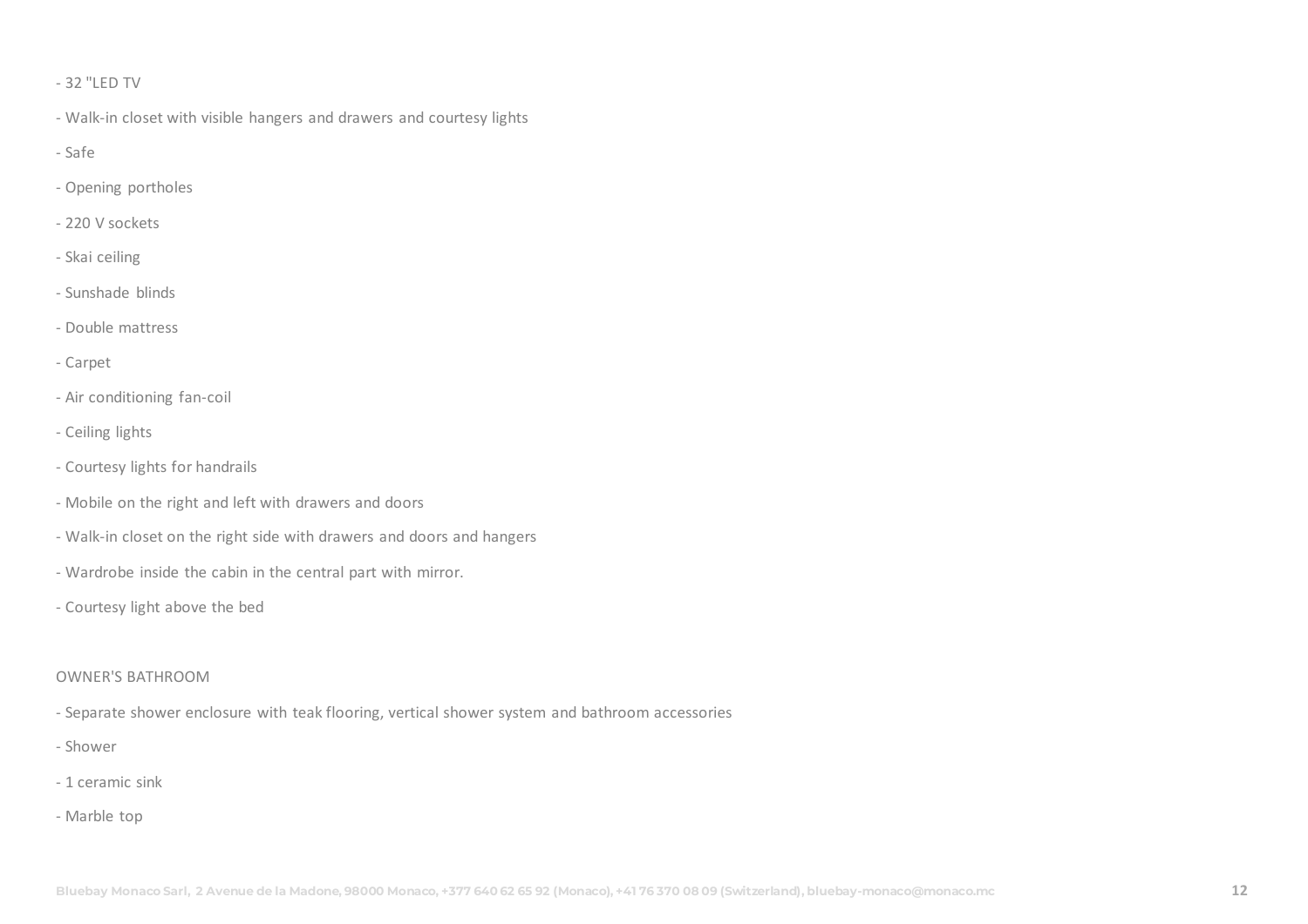- 32 "LED TV
- Walk-in closet with visible hangers and drawers and courtesy lights
- Safe
- Opening portholes
- 220 V sockets
- Skai ceiling
- Sunshade blinds
- Double mattress
- Carpet
- Air conditioning fan-coil
- Ceiling lights
- Courtesy lights for handrails
- Mobile on the right and left with drawers and doors
- Walk-in closet on the right side with drawers and doors and hangers
- Wardrobe inside the cabin in the central part with mirror.
- Courtesy light above the bed

OWNER'S BATHROOM

- Separate shower enclosure with teak flooring, vertical shower system and bathroom accessories
- Shower
- 1 ceramic sink
- Marble top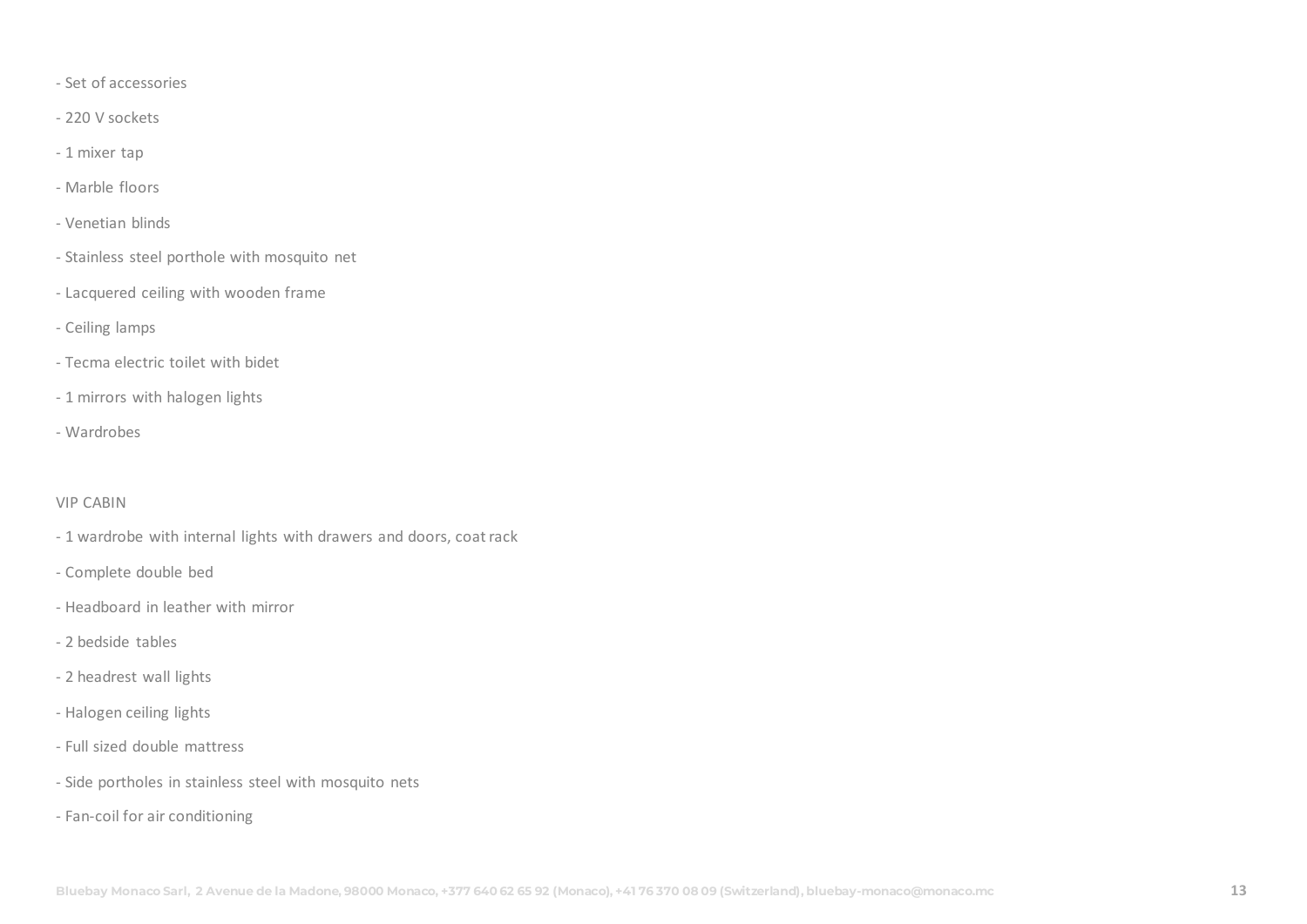- Set of accessories
- 220 V sockets
- 1 mixer tap
- Marble floors
- Venetian blinds
- Stainless steel porthole with mosquito net
- Lacquered ceiling with wooden frame
- Ceiling lamps
- Tecma electric toilet with bidet
- 1 mirrors with halogen lights
- Wardrobes

VIP CABIN

- 1 wardrobe with internal lights with drawers and doors, coat rack
- Complete double bed
- Headboard in leather with mirror
- 2 bedside tables
- 2 headrest wall lights
- Halogen ceiling lights
- Full sized double mattress
- Side portholes in stainless steel with mosquito nets
- Fan-coil for air conditioning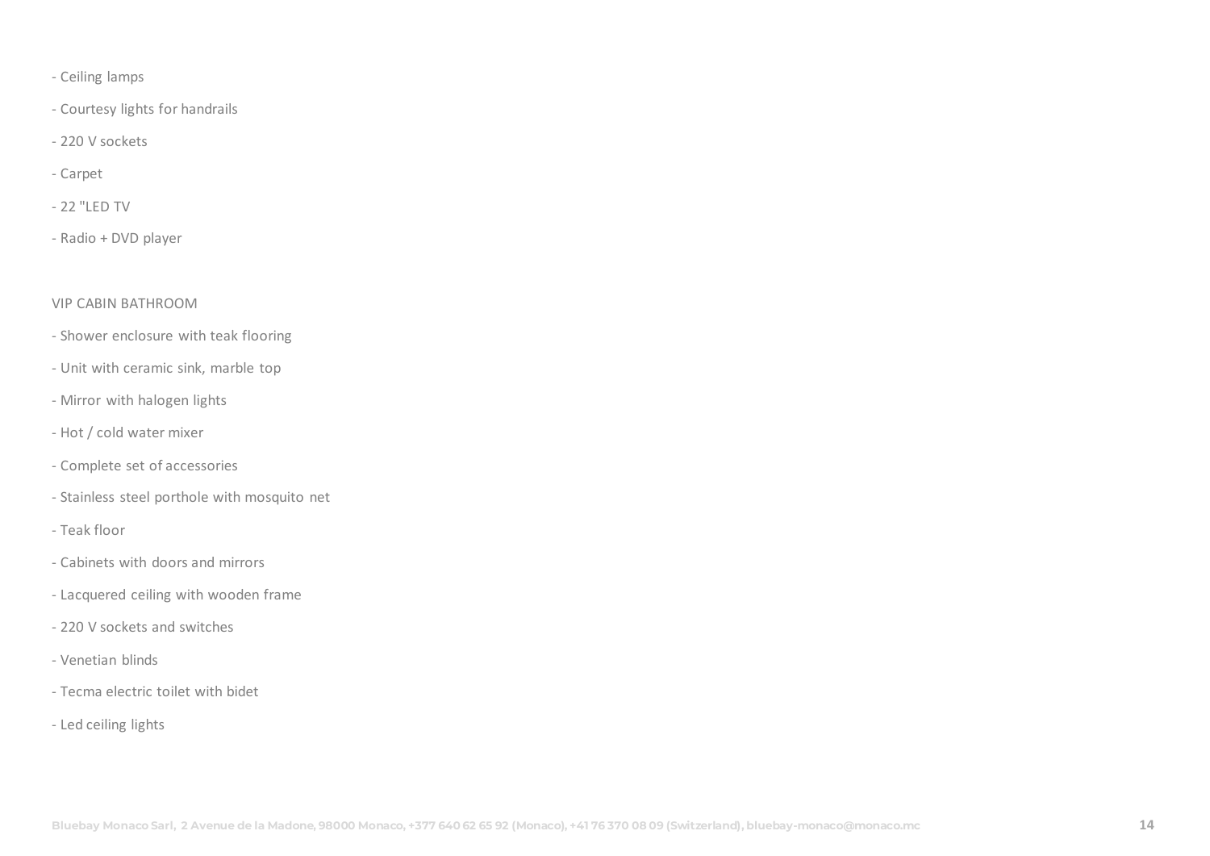- Ceiling lamps
- Courtesy lights for handrails
- 220 V sockets
- Carpet
- 22 "LED TV
- Radio + DVD player

VIP CABIN BATHROOM

- Shower enclosure with teak flooring
- Unit with ceramic sink, marble top
- Mirror with halogen lights
- Hot / cold water mixer
- Complete set of accessories
- Stainless steel porthole with mosquito net
- Teak floor
- Cabinets with doors and mirrors
- Lacquered ceiling with wooden frame
- 220 V sockets and switches
- Venetian blinds
- Tecma electric toilet with bidet
- Led ceiling lights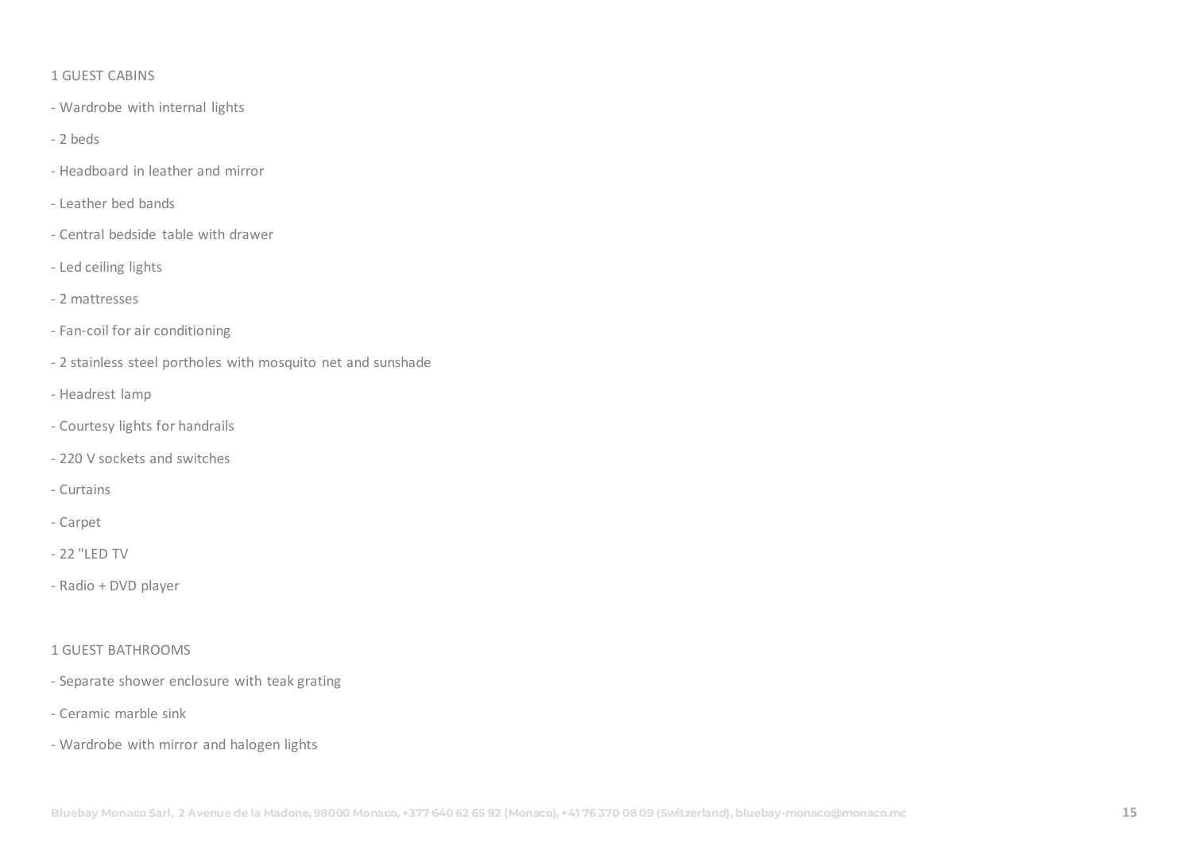1 GUEST CABINS

- Wardrobe with internal lights
- 2 beds
- Headboard in leather and mirror
- Leather bed bands
- Central bedside table with drawer
- Led ceiling lights
- 2 mattresses
- Fan-coil for air conditioning
- 2 stainless steel portholes with mosquito net and sunshade
- Headrest lamp
- Courtesy lights for handrails
- 220 V sockets and switches
- Curtains
- Carpet
- 22 "LED TV
- Radio + DVD player

1 GUEST BATHROOMS

- Separate shower enclosure with teak grating
- Ceramic marble sink
- Wardrobe with mirror and halogen lights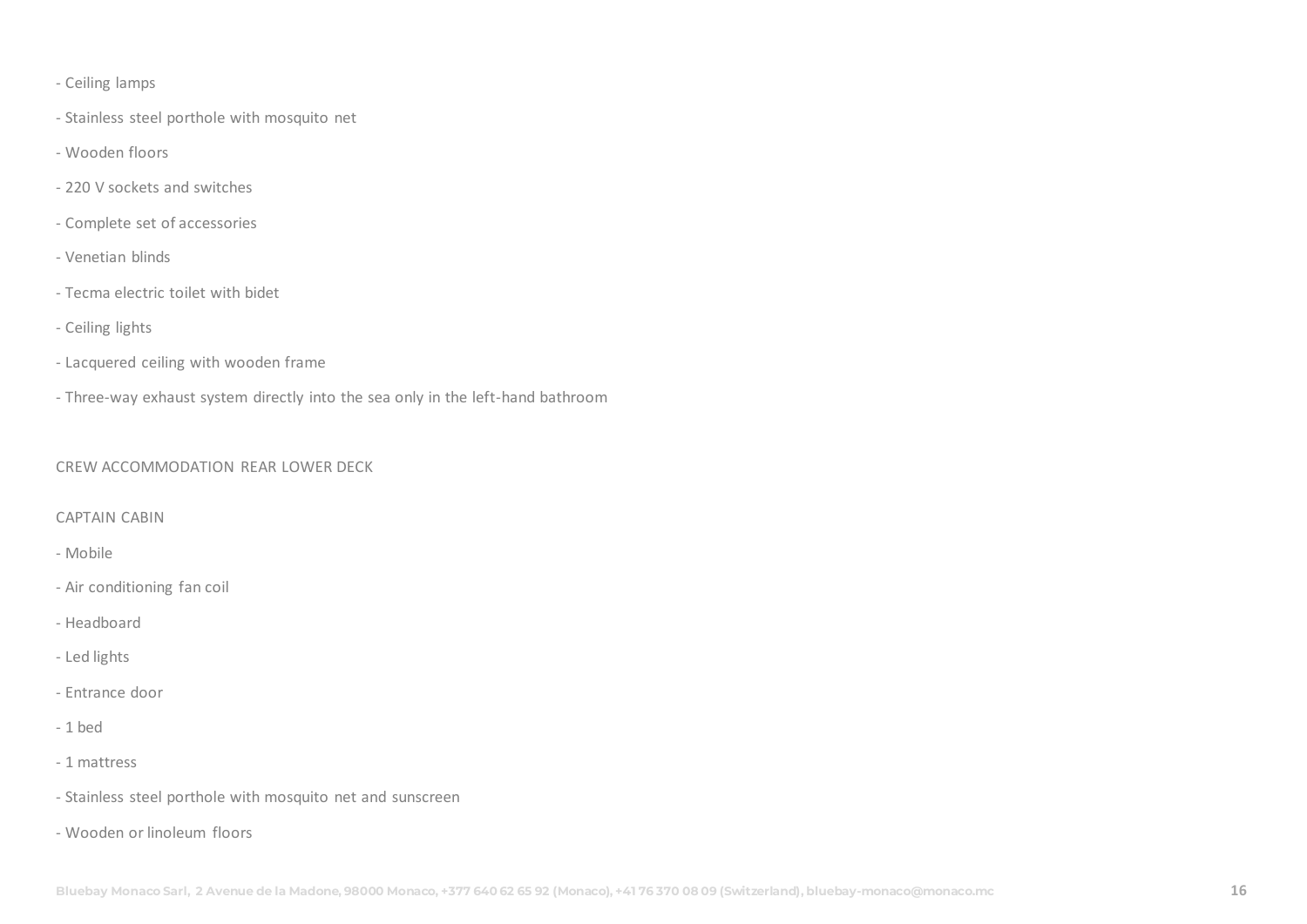- Ceiling lamps
- Stainless steel porthole with mosquito net
- Wooden floors
- 220 V sockets and switches
- Complete set of accessories
- Venetian blinds
- Tecma electric toilet with bidet
- Ceiling lights
- Lacquered ceiling with wooden frame
- Three-way exhaust system directly into the sea only in the left-hand bathroom

## CREW ACCOMMODATION REAR LOWER DECK

### CAPTAIN CABIN

- Mobile
- Air conditioning fan coil
- Headboard
- Led lights
- Entrance door
- 1 bed
- 1 mattress
- Stainless steel porthole with mosquito net and sunscreen
- Wooden or linoleum floors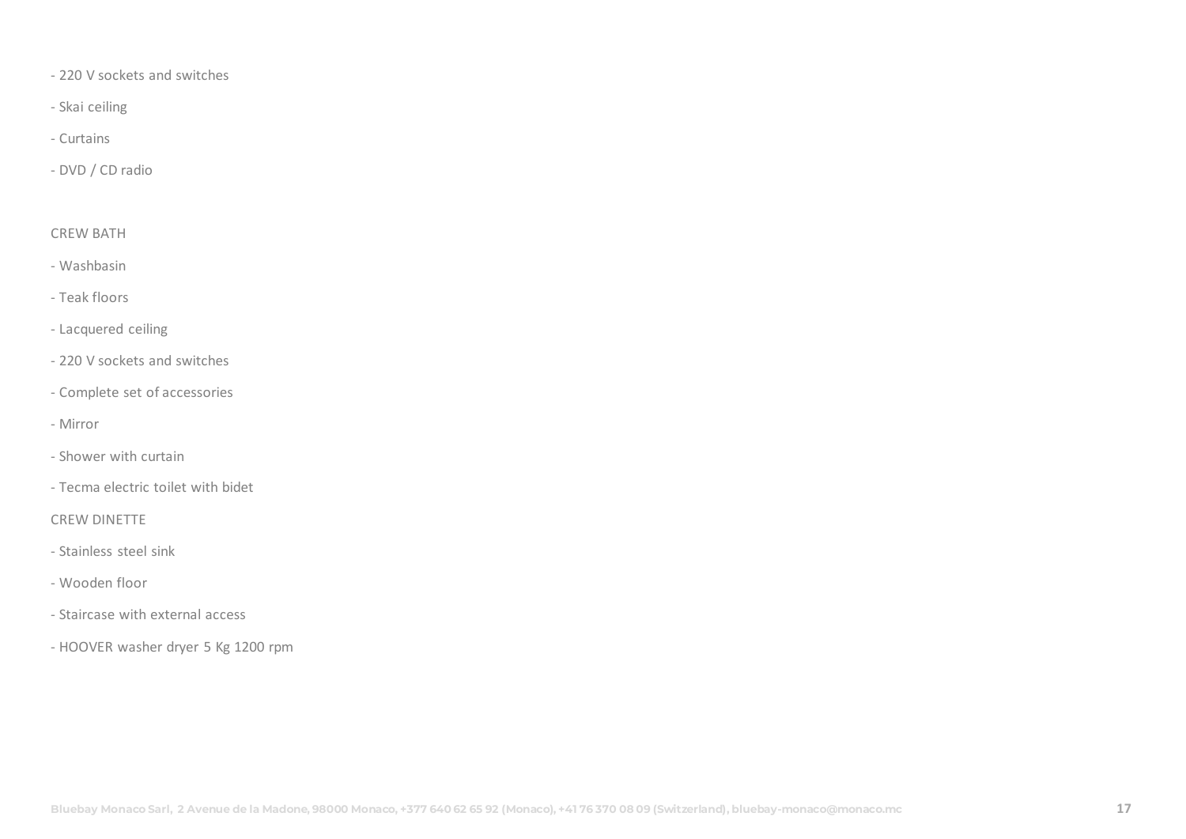- 220 V sockets and switches
- Skai ceiling
- Curtains
- DVD / CD radio

CREW BATH

- Washbasin
- Teak floors
- Lacquered ceiling
- 220 V sockets and switches
- Complete set of accessories
- Mirror
- Shower with curtain
- Tecma electric toilet with bidet

CREW DINETTE

- Stainless steel sink
- Wooden floor
- Staircase with external access
- HOOVER washer dryer 5 Kg 1200 rpm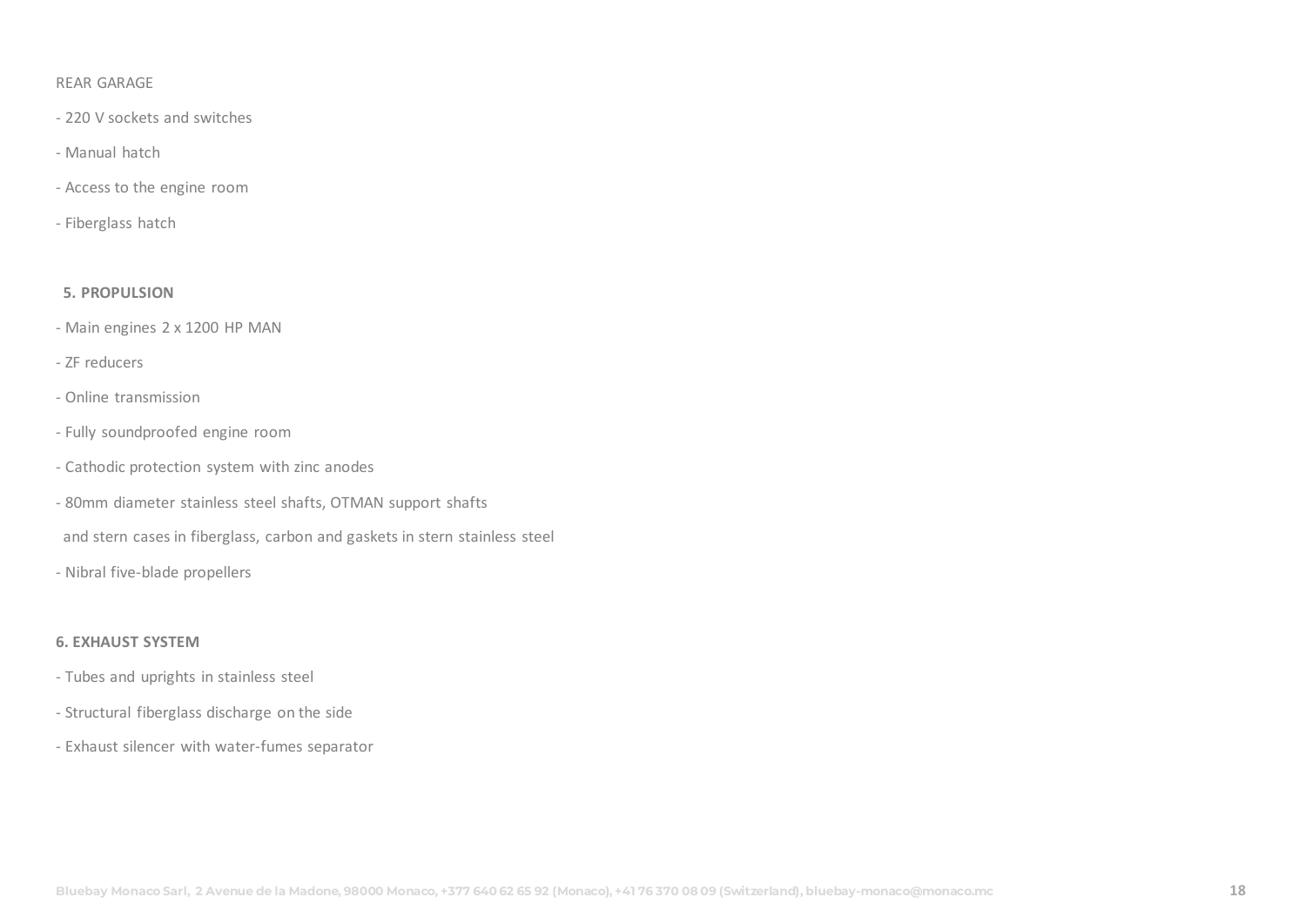REAR GARAGE

- 220 V sockets and switches
- Manual hatch
- Access to the engine room
- Fiberglass hatch

**5. PROPULSION**

- Main engines 2 x 1200 HP MAN
- ZF reducers
- Online transmission
- Fully soundproofed engine room
- Cathodic protection system with zinc anodes
- 80mm diameter stainless steel shafts, OTMAN support shafts and stern cases in fiberglass, carbon and gaskets in stern stainless steel
- Nibral five-blade propellers

**6. EXHAUST SYSTEM**

- Tubes and uprights in stainless steel
- Structural fiberglass discharge on the side
- Exhaust silencer with water-fumes separator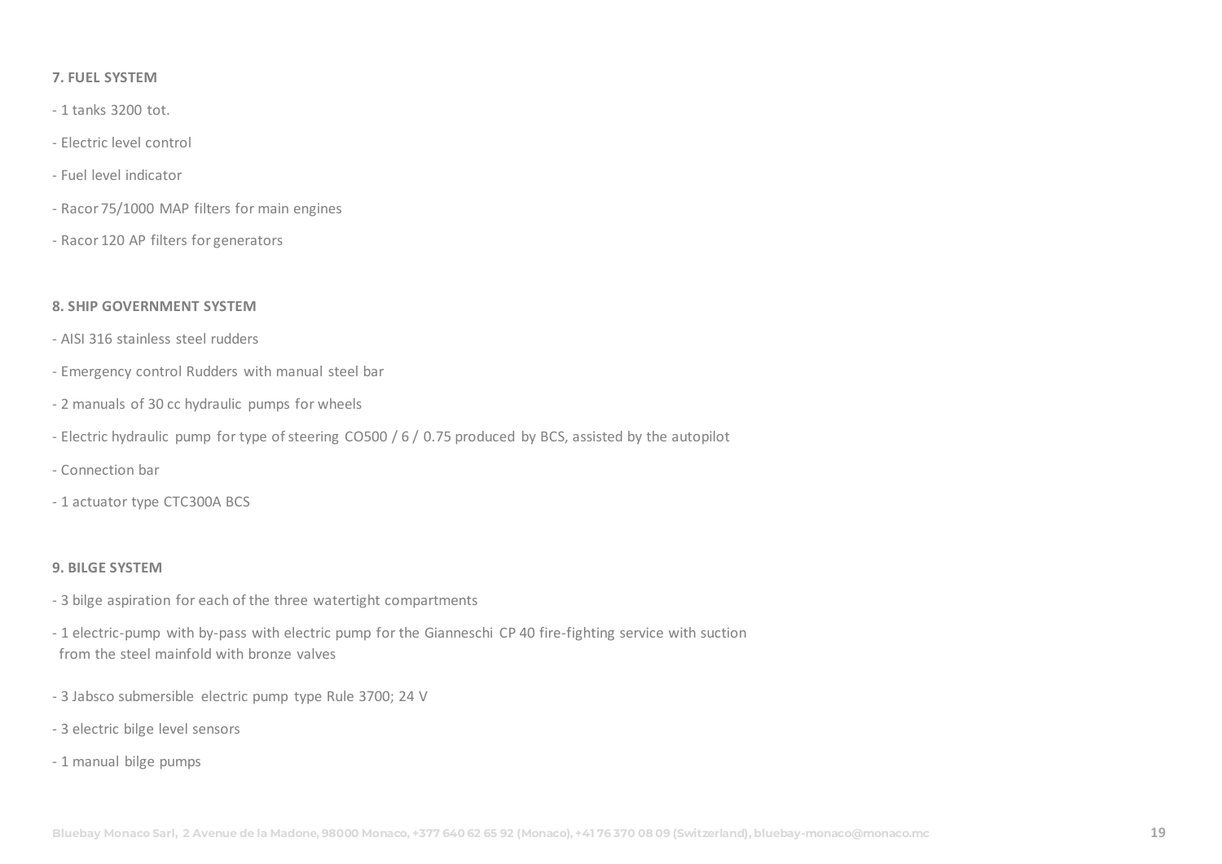**7. FUEL SYSTEM**

- 1 tanks 3200 tot.
- Electric level control
- Fuel level indicator
- Racor 75/1000 MAP filters for main engines
- Racor 120 AP filters for generators

**8. SHIP GOVERNMENT SYSTEM**

- AISI 316 stainless steel rudders
- Emergency control Rudders with manual steel bar
- 2 manuals of 30 cc hydraulic pumps for wheels
- Electric hydraulic pump for type of steering CO500 / 6 / 0.75 produced by BCS, assisted by the autopilot
- Connection bar
- 1 actuator type CTC300A BCS

**9. BILGE SYSTEM**

- 3 bilge aspiration for each of the three watertight compartments
- 1 electric-pump with by-pass with electric pump for the Gianneschi CP 40 fire-fighting service with suction from the steel mainfold with bronze valves
- 3 Jabsco submersible electric pump type Rule 3700; 24 V
- 3 electric bilge level sensors
- 1 manual bilge pumps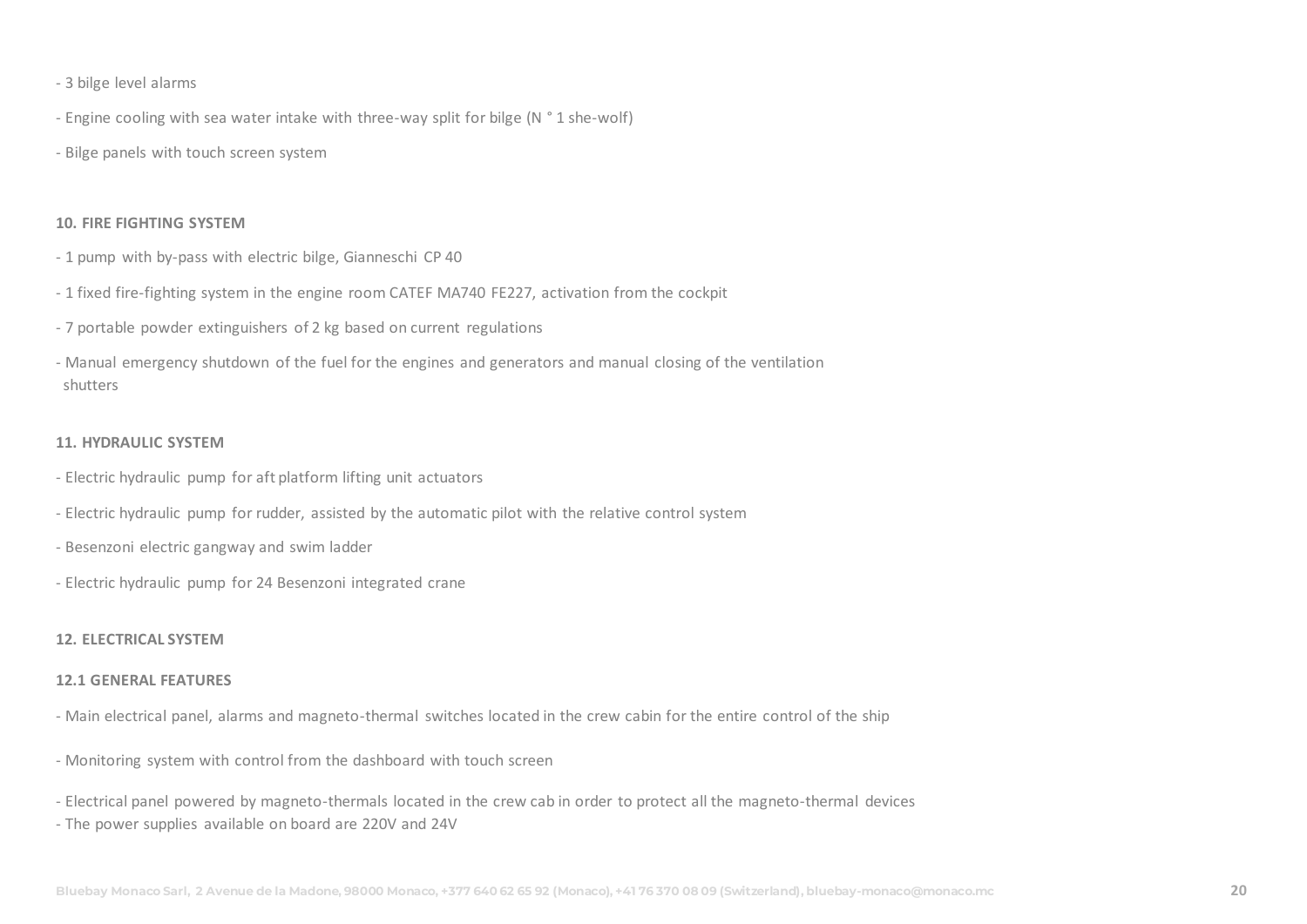- 3 bilge level alarms

- Engine cooling with sea water intake with three-way split for bilge (N ° 1 she-wolf)

- Bilge panels with touch screen system

**10. FIRE FIGHTING SYSTEM**

- 1 pump with by-pass with electric bilge, Gianneschi CP 40

- 1 fixed fire-fighting system in the engine room CATEF MA740 FE227, activation from the cockpit

- 7 portable powder extinguishers of 2 kg based on current regulations

- Manual emergency shutdown of the fuel for the engines and generators and manual closing of the ventilation shutters

**11. HYDRAULIC SYSTEM**

- Electric hydraulic pump for aft platform lifting unit actuators

- Electric hydraulic pump for rudder, assisted by the automatic pilot with the relative control system

- Besenzoni electric gangway and swim ladder

- Electric hydraulic pump for 24 Besenzoni integrated crane

**12. ELECTRICAL SYSTEM**

**12.1 GENERAL FEATURES**

- Main electrical panel, alarms and magneto-thermal switches located in the crew cabin for the entire control of the ship

- Monitoring system with control from the dashboard with touch screen

- Electrical panel powered by magneto-thermals located in the crew cab in order to protect all the magneto-thermal devices
- The power supplies available on board are 220V and 24V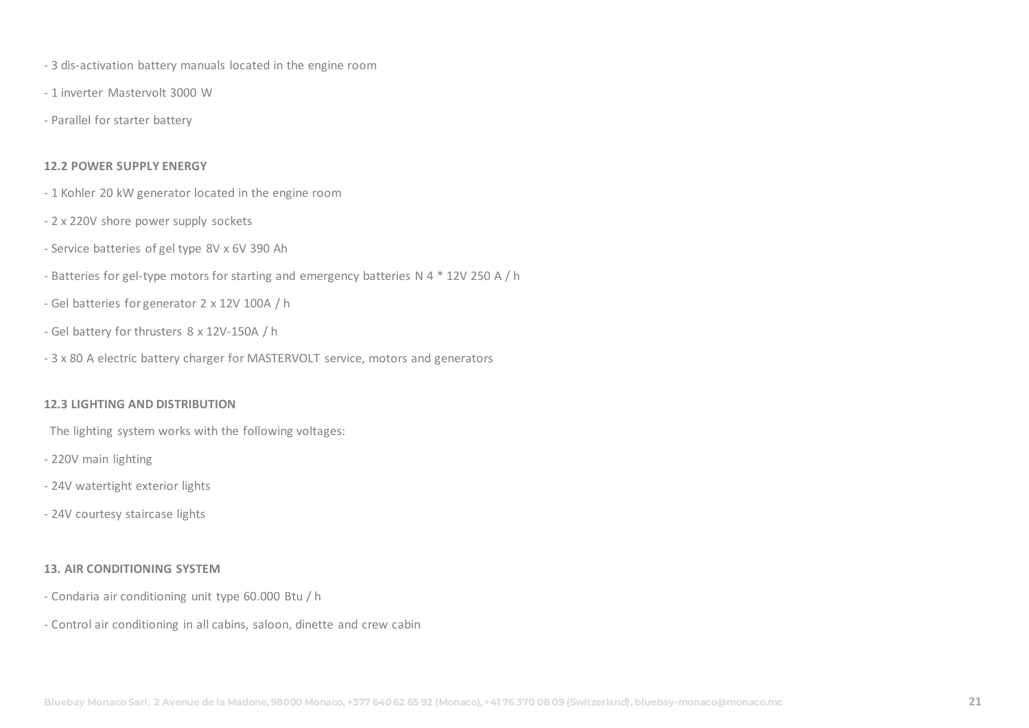- 3 dis-activation battery manuals located in the engine room
- 1 inverter Mastervolt 3000 W
- Parallel for starter battery

### 12.2 POWER SUPPLY ENERGY

- 1 Kohler 20 kW generator located in the engine room
- 2 x 220V shore power supply sockets
- Service batteries of gel type 8V x 6V 390 Ah
- Batteries for gel-type motors for starting and emergency batteries N 4 * 12V 250 A / h
- Gel batteries for generator 2 x 12V 100A / h
- Gel battery for thrusters 8 x 12V-150A / h
- 3 x 80 A electric battery charger for MASTERVOLT service, motors and generators

### 12.3 LIGHTING AND DISTRIBUTION

The lighting system works with the following voltages:

- 220V main lighting
- 24V watertight exterior lights
- 24V courtesy staircase lights

## 13. AIR CONDITIONING SYSTEM

- Condaria air conditioning unit type 60.000 Btu / h
- Control air conditioning in all cabins, saloon, dinette and crew cabin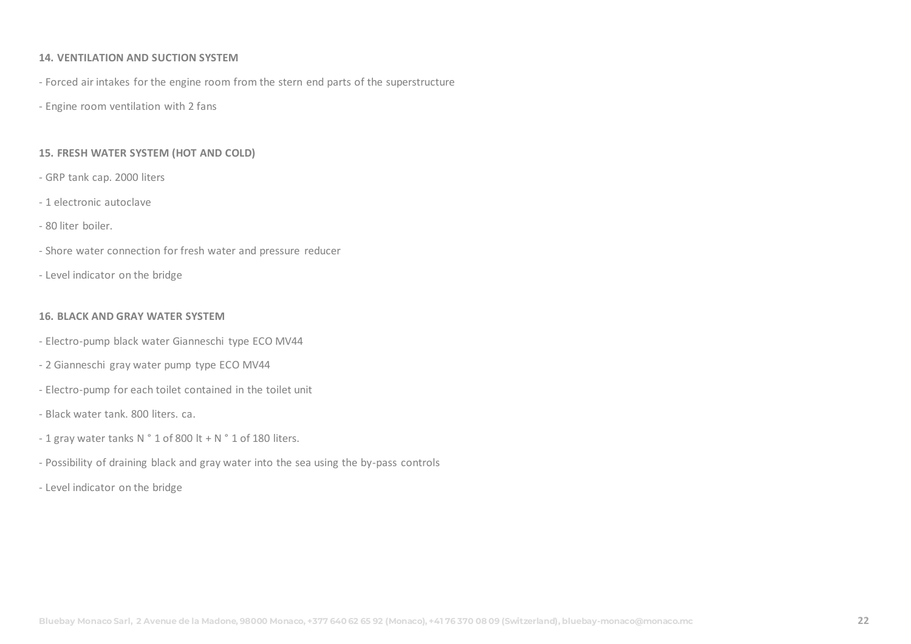### 14. VENTILATION AND SUCTION SYSTEM

- Forced air intakes for the engine room from the stern end parts of the superstructure
- Engine room ventilation with 2 fans

### 15. FRESH WATER SYSTEM (HOT AND COLD)

- GRP tank cap. 2000 liters
- 1 electronic autoclave
- 80 liter boiler.
- Shore water connection for fresh water and pressure reducer
- Level indicator on the bridge

### 16. BLACK AND GRAY WATER SYSTEM

- Electro-pump black water Gianneschi type ECO MV44
- 2 Gianneschi gray water pump type ECO MV44
- Electro-pump for each toilet contained in the toilet unit
- Black water tank. 800 liters. ca.
- 1 gray water tanks N ° 1 of 800 lt + N ° 1 of 180 liters.
- Possibility of draining black and gray water into the sea using the by-pass controls
- Level indicator on the bridge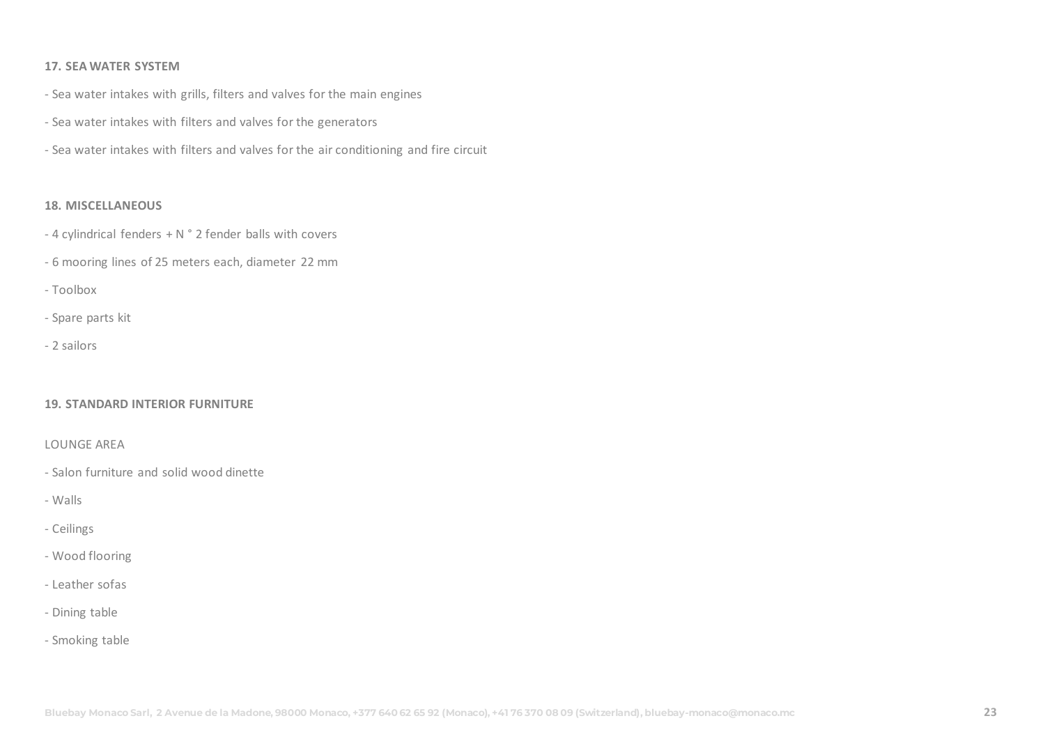**17. SEA WATER SYSTEM**

- Sea water intakes with grills, filters and valves for the main engines
- Sea water intakes with filters and valves for the generators
- Sea water intakes with filters and valves for the air conditioning and fire circuit

**18. MISCELLANEOUS**

- 4 cylindrical fenders + N ° 2 fender balls with covers
- 6 mooring lines of 25 meters each, diameter 22 mm
- Toolbox
- Spare parts kit
- 2 sailors

**19. STANDARD INTERIOR FURNITURE**

LOUNGE AREA

- Salon furniture and solid wood dinette
- Walls
- Ceilings
- Wood flooring
- Leather sofas
- Dining table
- Smoking table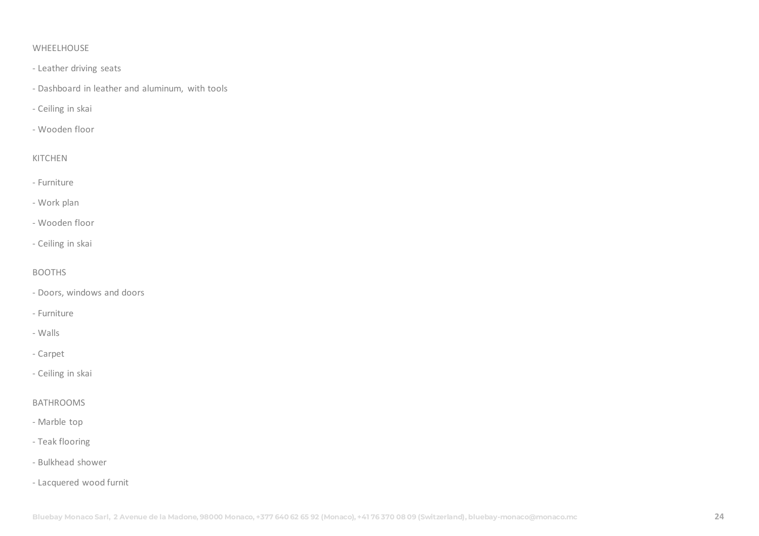WHEELHOUSE

- Leather driving seats
- Dashboard in leather and aluminum, with tools
- Ceiling in skai
- Wooden floor

KITCHEN

- Furniture
- Work plan
- Wooden floor
- Ceiling in skai

BOOTHS

- Doors, windows and doors
- Furniture
- Walls
- Carpet
- Ceiling in skai

BATHROOMS

- Marble top
- Teak flooring
- Bulkhead shower
- Lacquered wood furnit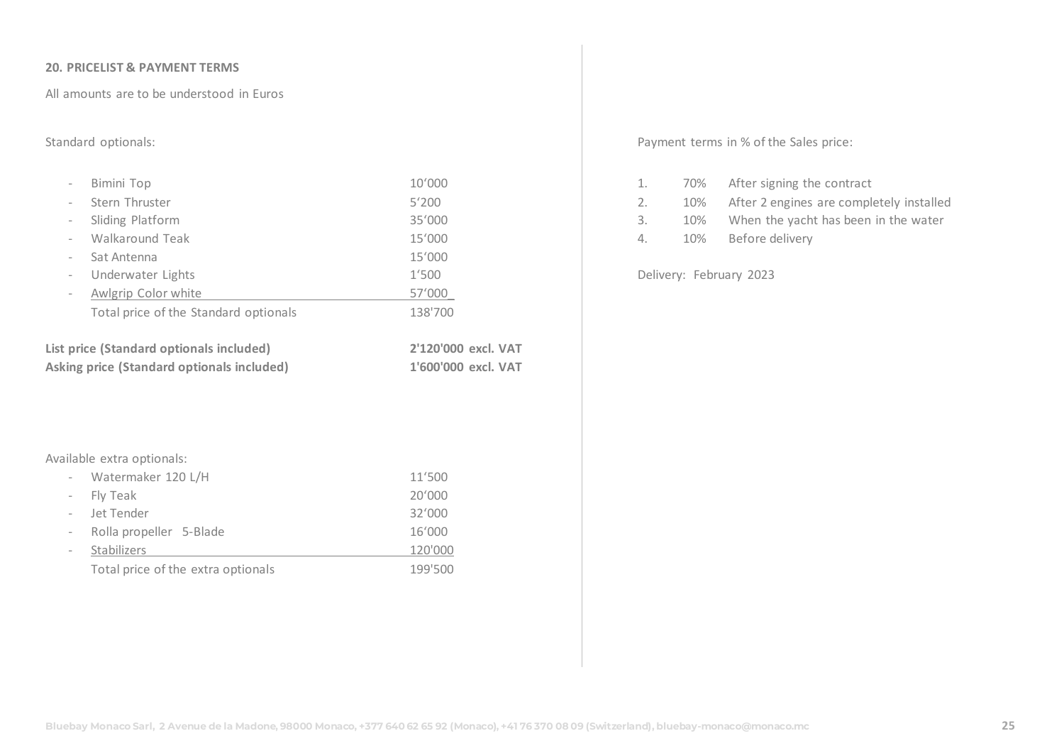## 20. PRICELIST & PAYMENT TERMS

All amounts are to be understood in Euros

Standard optionals:

| Item | Price |
|---|---|
| - Bimini Top | 10’000 |
| - Stern Thruster | 5‘200 |
| - Sliding Platform | 35’000 |
| - Walkaround Teak | 15’000 |
| - Sat Antenna | 15’000 |
| - Underwater Lights | 1‘500 |
| - Awlgrip Color white | 57’000 |
| Total price of the Standard optionals | 138'700 |

**List price (Standard optionals included)** **2'120'000 excl. VAT**

**Asking price (Standard optionals included)** **1'600'000 excl. VAT**

Available extra optionals:

| Item | Price |
|---|---|
| - Watermaker 120 L/H | 11‘500 |
| - Fly Teak | 20’000 |
| - Jet Tender | 32’000 |
| - Rolla propeller 5-Blade | 16’000 |
| - Stabilizers | 120'000 |
| Total price of the extra optionals | 199'500 |

Payment terms in % of the Sales price:

1. 70% After signing the contract
2. 10% After 2 engines are completely installed
3. 10% When the yacht has been in the water
4. 10% Before delivery

Delivery: February 2023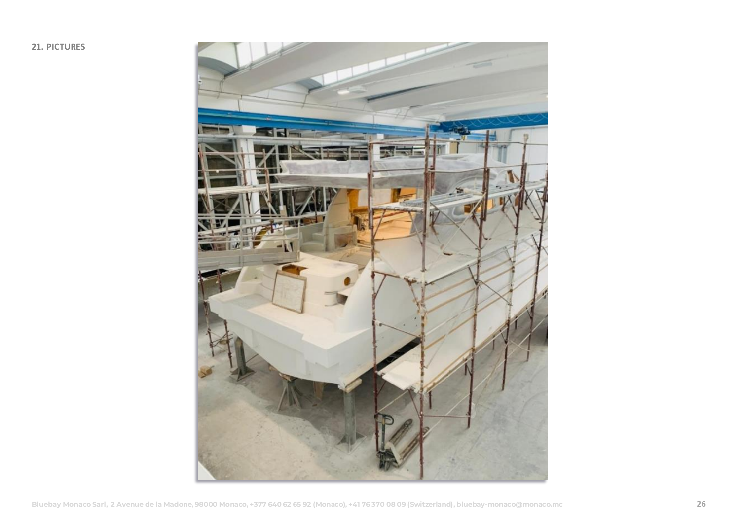## 21. PICTURES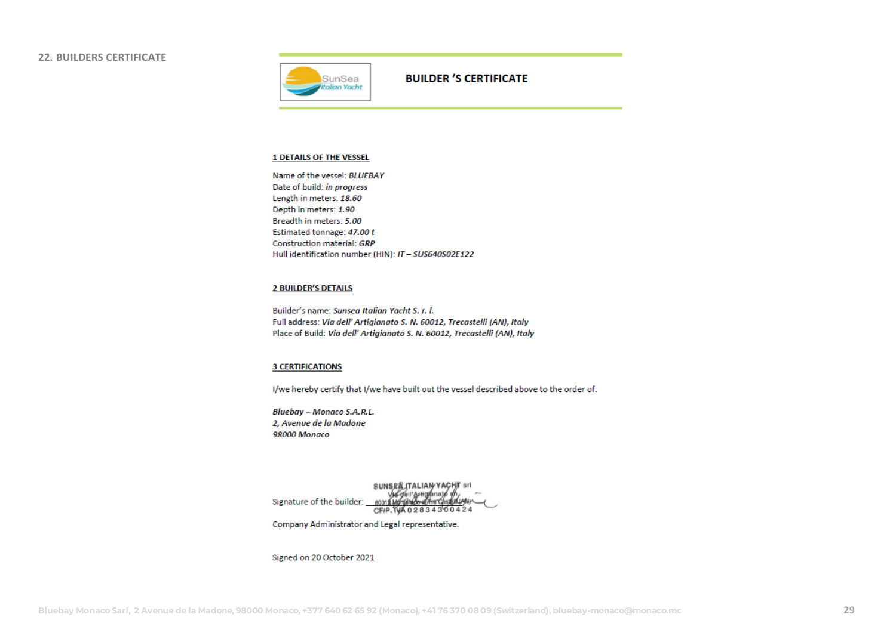## 22. BUILDERS CERTIFICATE

SunSea
Italian Yacht

## BUILDER 'S CERTIFICATE

### 1 DETAILS OF THE VESSEL

Name of the vessel: ***BLUEBAY***
Date of build: ***in progress***
Length in meters: ***18.60***
Depth in meters: ***1.90***
Breadth in meters: ***5.00***
Estimated tonnage: ***47.00 t***
Construction material: ***GRP***
Hull identification number (HIN): ***IT – SUS640S02E122***

### 2 BUILDER'S DETAILS

Builder's name: ***Sunsea Italian Yacht S. r. l.***
Full address: ***Via dell' Artigianato S. N. 60012, Trecastelli (AN), Italy***
Place of Build: ***Via dell' Artigianato S. N. 60012, Trecastelli (AN), Italy***

### 3 CERTIFICATIONS

I/we hereby certify that I/we have built out the vessel described above to the order of:

***Bluebay – Monaco S.A.R.L.***
***2, Avenue de la Madone***
***98000 Monaco***

Signature of the builder: SUNSEA ITALIAN YACHT srl, Via dell'Artigianato sn, 60012 Monterado di Trecastelli (AN), CF/P.IVA 02834300424

Company Administrator and Legal representative.

Signed on 20 October 2021